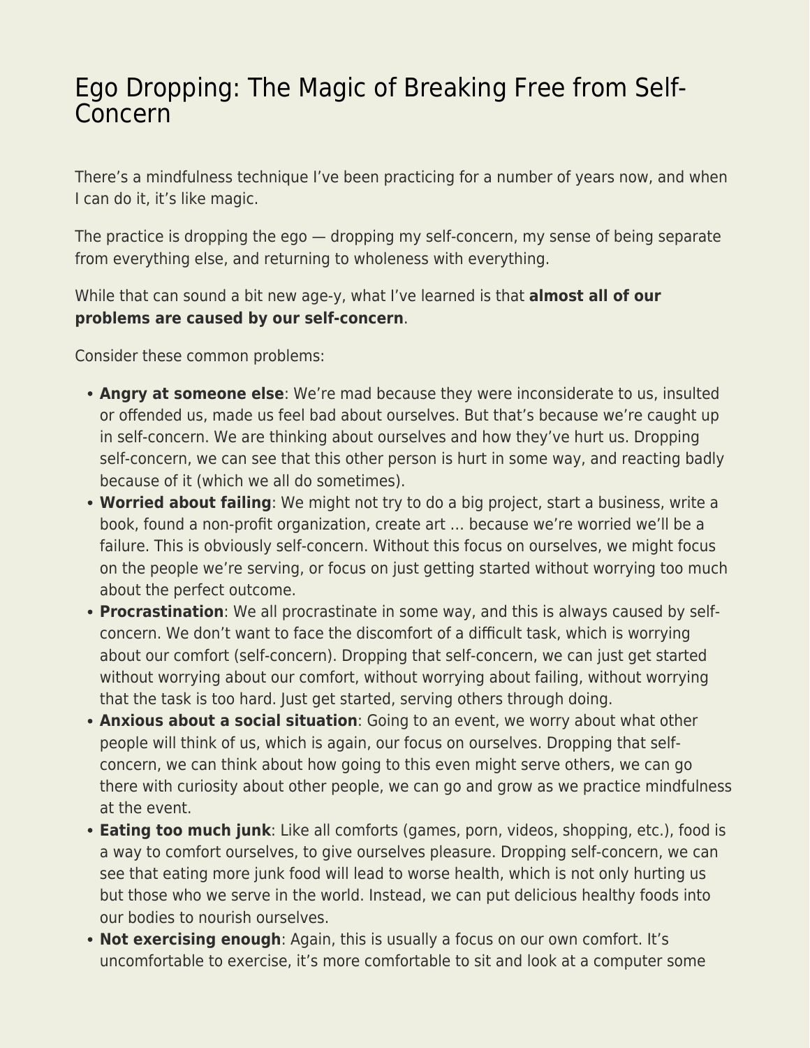# Ego Dropping: The Magic of Breaking Free from Self-Concern

There's a mindfulness technique I've been practicing for a number of years now, and when I can do it, it's like magic.

The practice is dropping the ego — dropping my self-concern, my sense of being separate from everything else, and returning to wholeness with everything.

While that can sound a bit new age-y, what I've learned is that **almost all of our problems are caused by our self-concern**.

Consider these common problems:

- **Angry at someone else**: We're mad because they were inconsiderate to us, insulted or offended us, made us feel bad about ourselves. But that's because we're caught up in self-concern. We are thinking about ourselves and how they've hurt us. Dropping self-concern, we can see that this other person is hurt in some way, and reacting badly because of it (which we all do sometimes).
- **Worried about failing**: We might not try to do a big project, start a business, write a book, found a non-profit organization, create art … because we're worried we'll be a failure. This is obviously self-concern. Without this focus on ourselves, we might focus on the people we're serving, or focus on just getting started without worrying too much about the perfect outcome.
- **Procrastination**: We all procrastinate in some way, and this is always caused by self-concern. We don't want to face the discomfort of a difficult task, which is worrying about our comfort (self-concern). Dropping that self-concern, we can just get started without worrying about our comfort, without worrying about failing, without worrying that the task is too hard. Just get started, serving others through doing.
- **Anxious about a social situation**: Going to an event, we worry about what other people will think of us, which is again, our focus on ourselves. Dropping that self-concern, we can think about how going to this even might serve others, we can go there with curiosity about other people, we can go and grow as we practice mindfulness at the event.
- **Eating too much junk**: Like all comforts (games, porn, videos, shopping, etc.), food is a way to comfort ourselves, to give ourselves pleasure. Dropping self-concern, we can see that eating more junk food will lead to worse health, which is not only hurting us but those who we serve in the world. Instead, we can put delicious healthy foods into our bodies to nourish ourselves.
- **Not exercising enough**: Again, this is usually a focus on our own comfort. It's uncomfortable to exercise, it's more comfortable to sit and look at a computer some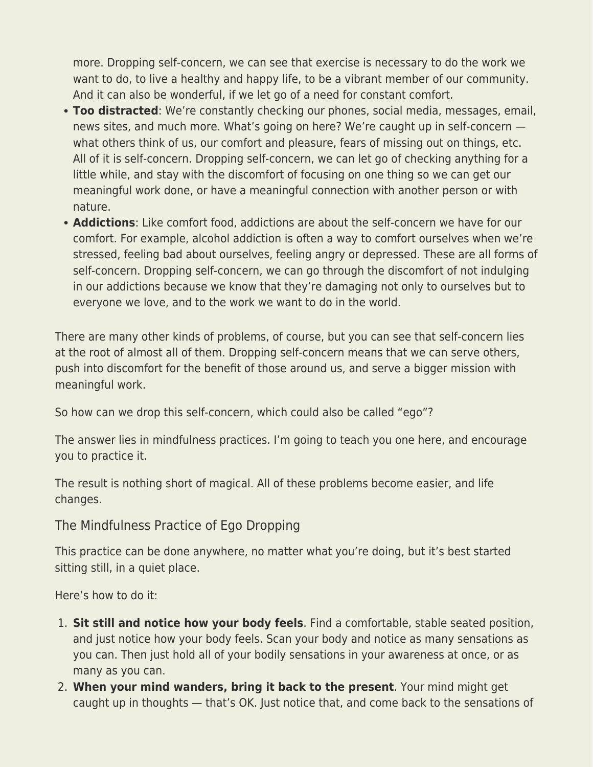more. Dropping self-concern, we can see that exercise is necessary to do the work we want to do, to live a healthy and happy life, to be a vibrant member of our community. And it can also be wonderful, if we let go of a need for constant comfort.

- **Too distracted**: We're constantly checking our phones, social media, messages, email, news sites, and much more. What's going on here? We're caught up in self-concern — what others think of us, our comfort and pleasure, fears of missing out on things, etc. All of it is self-concern. Dropping self-concern, we can let go of checking anything for a little while, and stay with the discomfort of focusing on one thing so we can get our meaningful work done, or have a meaningful connection with another person or with nature.
- **Addictions**: Like comfort food, addictions are about the self-concern we have for our comfort. For example, alcohol addiction is often a way to comfort ourselves when we're stressed, feeling bad about ourselves, feeling angry or depressed. These are all forms of self-concern. Dropping self-concern, we can go through the discomfort of not indulging in our addictions because we know that they're damaging not only to ourselves but to everyone we love, and to the work we want to do in the world.

There are many other kinds of problems, of course, but you can see that self-concern lies at the root of almost all of them. Dropping self-concern means that we can serve others, push into discomfort for the benefit of those around us, and serve a bigger mission with meaningful work.

So how can we drop this self-concern, which could also be called "ego"?

The answer lies in mindfulness practices. I'm going to teach you one here, and encourage you to practice it.

The result is nothing short of magical. All of these problems become easier, and life changes.

## The Mindfulness Practice of Ego Dropping

This practice can be done anywhere, no matter what you're doing, but it's best started sitting still, in a quiet place.

Here's how to do it:

1. **Sit still and notice how your body feels**. Find a comfortable, stable seated position, and just notice how your body feels. Scan your body and notice as many sensations as you can. Then just hold all of your bodily sensations in your awareness at once, or as many as you can.
2. **When your mind wanders, bring it back to the present**. Your mind might get caught up in thoughts — that's OK. Just notice that, and come back to the sensations of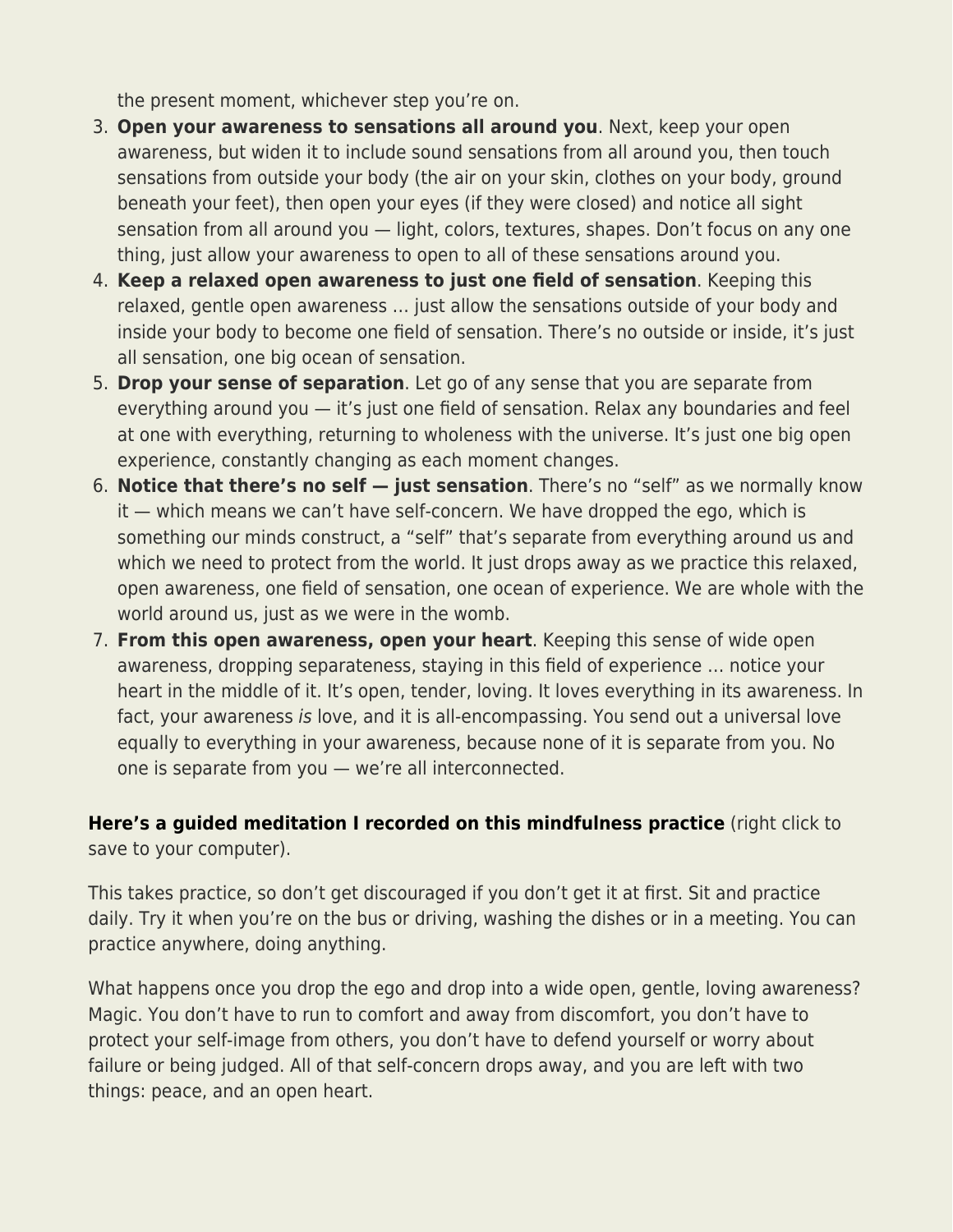the present moment, whichever step you're on.

3. **Open your awareness to sensations all around you**. Next, keep your open awareness, but widen it to include sound sensations from all around you, then touch sensations from outside your body (the air on your skin, clothes on your body, ground beneath your feet), then open your eyes (if they were closed) and notice all sight sensation from all around you — light, colors, textures, shapes. Don't focus on any one thing, just allow your awareness to open to all of these sensations around you.
4. **Keep a relaxed open awareness to just one field of sensation**. Keeping this relaxed, gentle open awareness … just allow the sensations outside of your body and inside your body to become one field of sensation. There's no outside or inside, it's just all sensation, one big ocean of sensation.
5. **Drop your sense of separation**. Let go of any sense that you are separate from everything around you — it's just one field of sensation. Relax any boundaries and feel at one with everything, returning to wholeness with the universe. It's just one big open experience, constantly changing as each moment changes.
6. **Notice that there's no self — just sensation**. There's no "self" as we normally know it — which means we can't have self-concern. We have dropped the ego, which is something our minds construct, a "self" that's separate from everything around us and which we need to protect from the world. It just drops away as we practice this relaxed, open awareness, one field of sensation, one ocean of experience. We are whole with the world around us, just as we were in the womb.
7. **From this open awareness, open your heart**. Keeping this sense of wide open awareness, dropping separateness, staying in this field of experience … notice your heart in the middle of it. It's open, tender, loving. It loves everything in its awareness. In fact, your awareness *is* love, and it is all-encompassing. You send out a universal love equally to everything in your awareness, because none of it is separate from you. No one is separate from you — we're all interconnected.

**Here's a guided meditation I recorded on this mindfulness practice** (right click to save to your computer).

This takes practice, so don't get discouraged if you don't get it at first. Sit and practice daily. Try it when you're on the bus or driving, washing the dishes or in a meeting. You can practice anywhere, doing anything.

What happens once you drop the ego and drop into a wide open, gentle, loving awareness? Magic. You don't have to run to comfort and away from discomfort, you don't have to protect your self-image from others, you don't have to defend yourself or worry about failure or being judged. All of that self-concern drops away, and you are left with two things: peace, and an open heart.